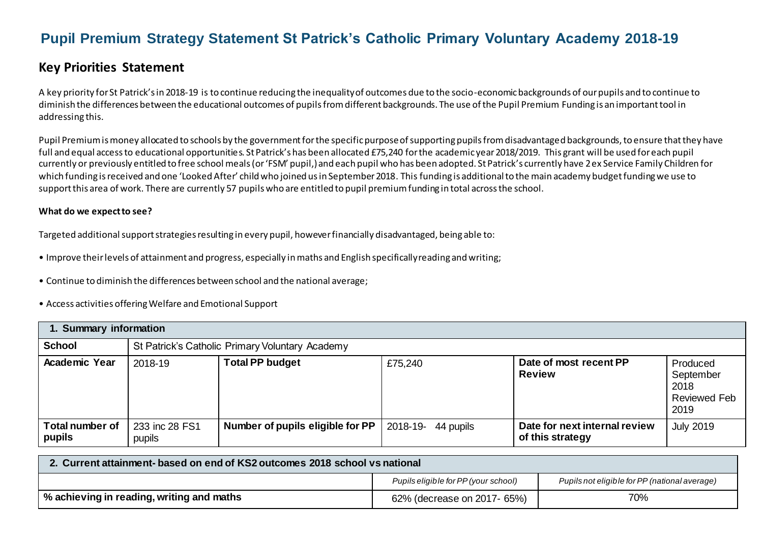# Pupil Premium Strategy Statement St Patrick's Catholic Primary Voluntary Academy 2018-19

## Key Priorities Statement

A key priority for St Patrick's in 2018-19 is to continue reducing the inequality of outcomes due to the socio-economic backgrounds of our pupils and to continue to diminish the differences between the educational outcomes of pupils from different backgrounds. The use of the Pupil Premium Funding is an important tool in addressing this.

Pupil Premium is money allocated to schools by the government for the specific purpose of supporting pupils from disadvantaged backgrounds, to ensure that they have full and equal access to educational opportunities. St Patrick's has been allocated £75,240 for the academic year 2018/2019. This grant will be used for each pupil currently or previously entitled to free school meals (or 'FSM' pupil,) and each pupil who has been adopted. St Patrick's currently have 2 ex Service Family Children for which funding is received and one 'Looked After' child who joined us in September 2018. This funding is additional to the main academy budget funding we use to support this area of work. There are currently 57 pupils who are entitled to pupil premium funding in total across the school.

**What do we expect to see?**

Targeted additional support strategies resulting in every pupil, however financially disadvantaged, being able to:

- Improve their levels of attainment and progress, especially in maths and English specifically reading and writing;
- Continue to diminish the differences between school and the national average;
- Access activities offering Welfare and Emotional Support

| **1. Summary information** | | | | | |
|---|---|---|---|---|---|
| **School** | St Patrick's Catholic Primary Voluntary Academy | | | | |
| **Academic Year** | 2018-19 | **Total PP budget** | £75,240 | **Date of most recent PP Review** | Produced September 2018 Reviewed Feb 2019 |
| **Total number of pupils** | 233 inc 28 FS1 pupils | **Number of pupils eligible for PP** | 2018-19- 44 pupils | **Date for next internal review of this strategy** | July 2019 |

| **2. Current attainment- based on end of KS2 outcomes 2018 school vs national** | | |
|---|---|---|
| | *Pupils eligible for PP (your school)* | *Pupils not eligible for PP (national average)* |
| **% achieving in reading, writing and maths** | 62% (decrease on 2017- 65%) | 70% |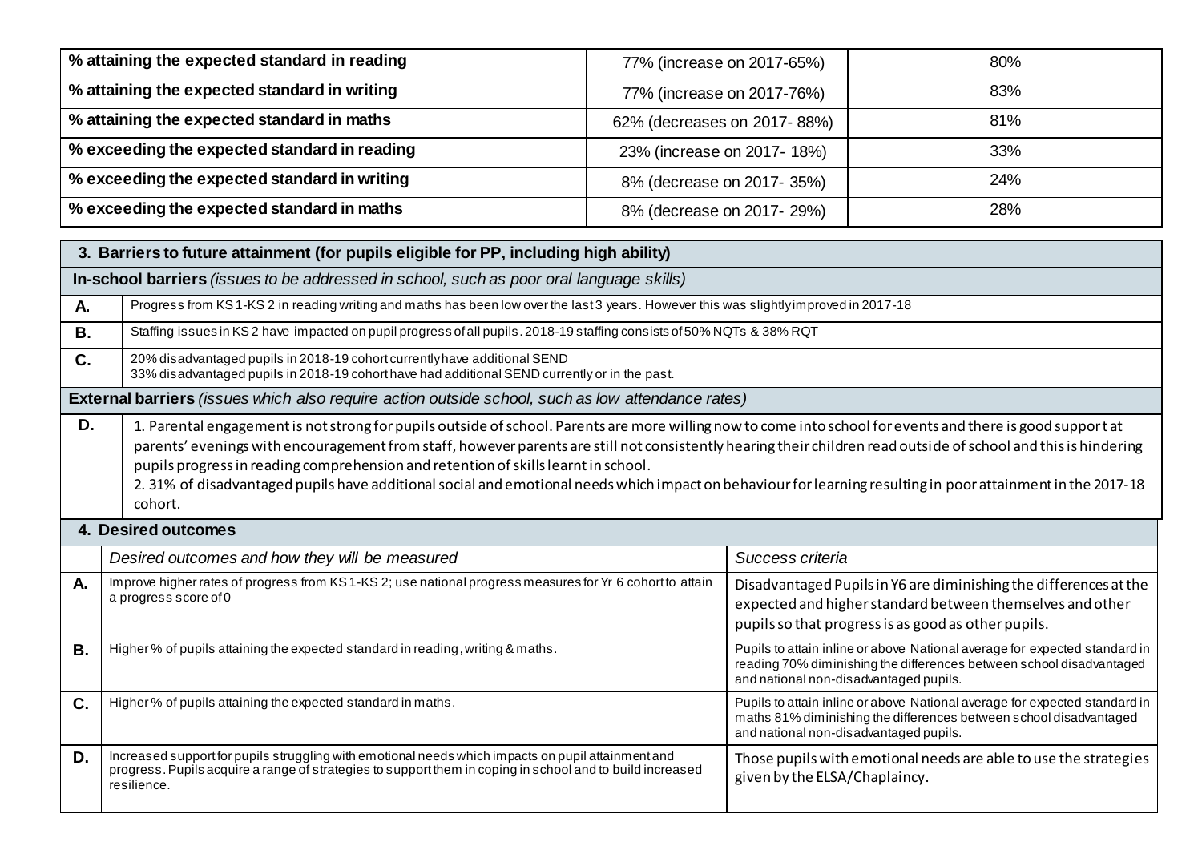| % attaining the expected standard in reading | 77% (increase on 2017-65%) | 80% |
|---|---|---|
| % attaining the expected standard in writing | 77% (increase on 2017-76%) | 83% |
| % attaining the expected standard in maths | 62% (decreases on 2017- 88%) | 81% |
| % exceeding the expected standard in reading | 23% (increase on 2017- 18%) | 33% |
| % exceeding the expected standard in writing | 8% (decrease on 2017- 35%) | 24% |
| % exceeding the expected standard in maths | 8% (decrease on 2017- 29%) | 28% |

| **3. Barriers to future attainment (for pupils eligible for PP, including high ability)** | |
|---|---|
| **In-school barriers** *(issues to be addressed in school, such as poor oral language skills)* | |
| **A.** | Progress from KS1-KS 2 in reading writing and maths has been low over the last 3 years. However this was slightly improved in 2017-18 |
| **B.** | Staffing issues in KS 2 have impacted on pupil progress of all pupils. 2018-19 staffing consists of 50% NQTs & 38% RQT |
| **C.** | 20% disadvantaged pupils in 2018-19 cohort currently have additional SEND<br>33% disadvantaged pupils in 2018-19 cohort have had additional SEND currently or in the past. |
| **External barriers** *(issues which also require action outside school, such as low attendance rates)* | |
| **D.** | 1. Parental engagement is not strong for pupils outside of school. Parents are more willing now to come into school for events and there is good support at parents' evenings with encouragement from staff, however parents are still not consistently hearing their children read outside of school and this is hindering pupils progress in reading comprehension and retention of skills learnt in school.<br>2. 31% of disadvantaged pupils have additional social and emotional needs which impact on behaviour for learning resulting in poor attainment in the 2017-18 cohort. |

| **4. Desired outcomes** | | |
|---|---|---|
| | *Desired outcomes and how they will be measured* | *Success criteria* |
| **A.** | Improve higher rates of progress from KS1-KS 2; use national progress measures for Yr 6 cohort to attain a progress score of 0 | Disadvantaged Pupils in Y6 are diminishing the differences at the expected and higher standard between themselves and other pupils so that progress is as good as other pupils. |
| **B.** | Higher % of pupils attaining the expected standard in reading, writing & maths. | Pupils to attain inline or above National average for expected standard in reading 70% diminishing the differences between school disadvantaged and national non-disadvantaged pupils. |
| **C.** | Higher % of pupils attaining the expected standard in maths. | Pupils to attain inline or above National average for expected standard in maths 81% diminishing the differences between school disadvantaged and national non-disadvantaged pupils. |
| **D.** | Increased support for pupils struggling with emotional needs which impacts on pupil attainment and progress. Pupils acquire a range of strategies to support them in coping in school and to build increased resilience. | Those pupils with emotional needs are able to use the strategies given by the ELSA/Chaplaincy. |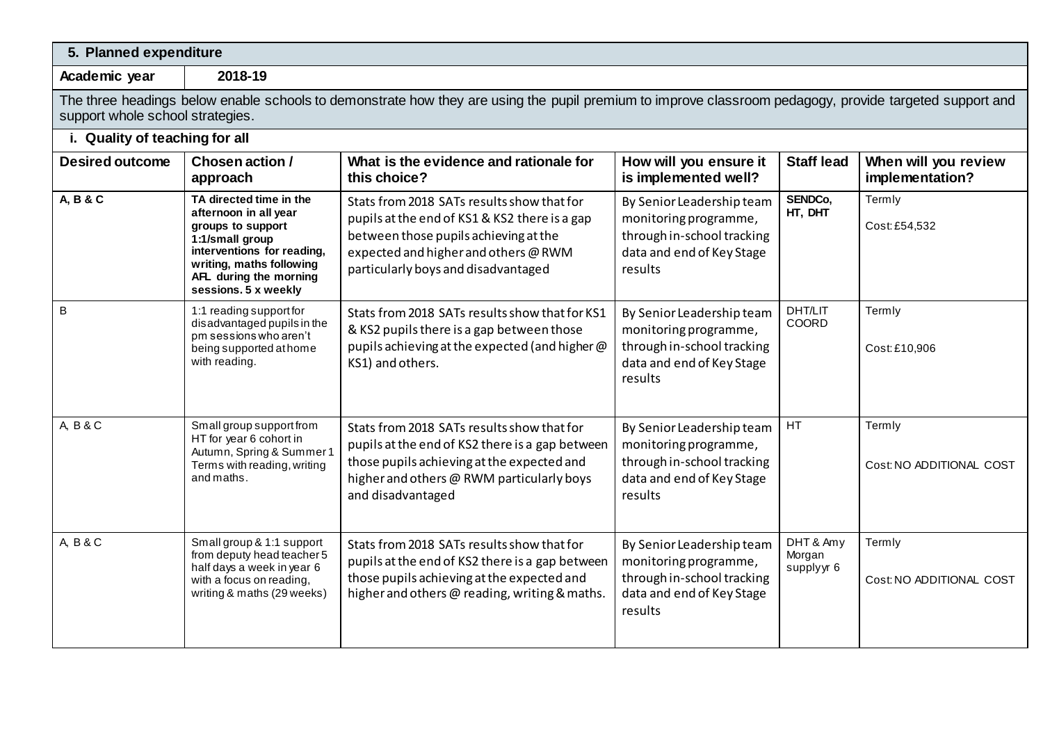## 5. Planned expenditure

**Academic year** 2018-19

The three headings below enable schools to demonstrate how they are using the pupil premium to improve classroom pedagogy, provide targeted support and support whole school strategies.

### i. Quality of teaching for all

| Desired outcome | Chosen action / approach | What is the evidence and rationale for this choice? | How will you ensure it is implemented well? | Staff lead | When will you review implementation? |
|---|---|---|---|---|---|
| **A, B & C** | **TA directed time in the afternoon in all year groups to support 1:1/small group interventions for reading, writing, maths following AFL during the morning sessions. 5 x weekly** | Stats from 2018 SATs results show that for pupils at the end of KS1 & KS2 there is a gap between those pupils achieving at the expected and higher and others @ RWM particularly boys and disadvantaged | By Senior Leadership team monitoring programme, through in-school tracking data and end of Key Stage results | **SENDCo, HT, DHT** | Termly<br><br>Cost: £54,532 |
| B | 1:1 reading support for disadvantaged pupils in the pm sessions who aren't being supported at home with reading. | Stats from 2018 SATs results show that for KS1 & KS2 pupils there is a gap between those pupils achieving at the expected (and higher @ KS1) and others. | By Senior Leadership team monitoring programme, through in-school tracking data and end of Key Stage results | DHT/LIT COORD | Termly<br><br>Cost: £10,906 |
| A, B & C | Small group support from HT for year 6 cohort in Autumn, Spring & Summer 1 Terms with reading, writing and maths. | Stats from 2018 SATs results show that for pupils at the end of KS2 there is a gap between those pupils achieving at the expected and higher and others @ RWM particularly boys and disadvantaged | By Senior Leadership team monitoring programme, through in-school tracking data and end of Key Stage results | HT | Termly<br><br>Cost: NO ADDITIONAL COST |
| A, B & C | Small group & 1:1 support from deputy head teacher 5 half days a week in year 6 with a focus on reading, writing & maths (29 weeks) | Stats from 2018 SATs results show that for pupils at the end of KS2 there is a gap between those pupils achieving at the expected and higher and others @ reading, writing & maths. | By Senior Leadership team monitoring programme, through in-school tracking data and end of Key Stage results | DHT & Amy Morgan supply yr 6 | Termly<br><br>Cost: NO ADDITIONAL COST |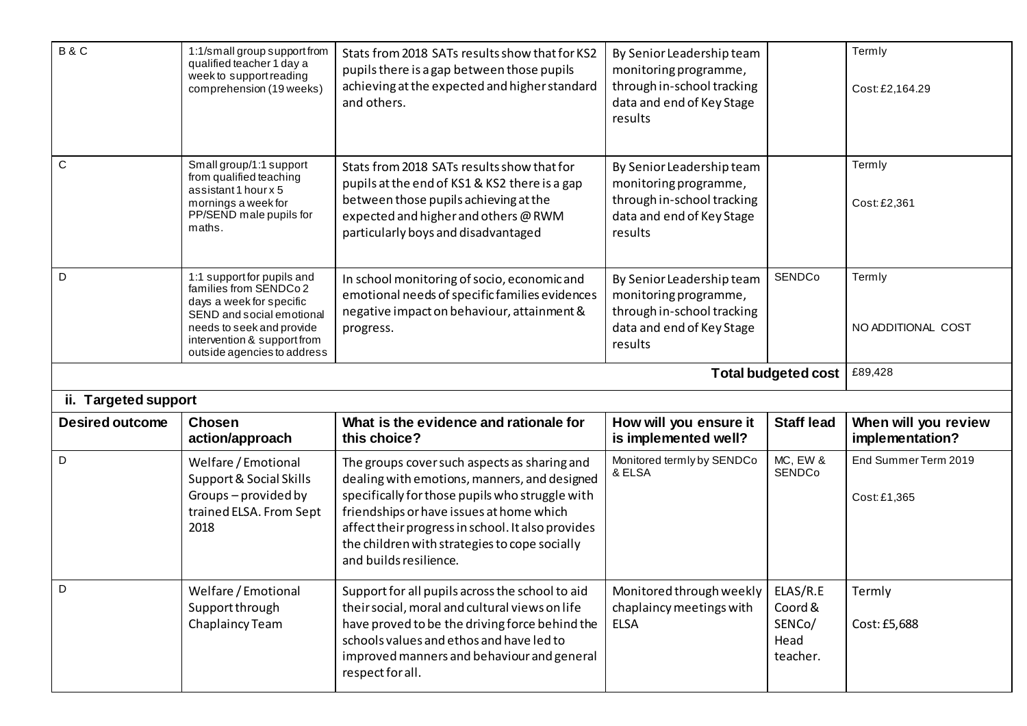| | | | | | |
|---|---|---|---|---|---|
| B & C | 1:1/small group support from qualified teacher 1 day a week to support reading comprehension (19 weeks) | Stats from 2018 SATs results show that for KS2 pupils there is a gap between those pupils achieving at the expected and higher standard and others. | By Senior Leadership team monitoring programme, through in-school tracking data and end of Key Stage results | | Termly<br><br>Cost: £2,164.29 |
| C | Small group/1:1 support from qualified teaching assistant 1 hour x 5 mornings a week for PP/SEND male pupils for maths. | Stats from 2018 SATs results show that for pupils at the end of KS1 & KS2 there is a gap between those pupils achieving at the expected and higher and others @ RWM particularly boys and disadvantaged | By Senior Leadership team monitoring programme, through in-school tracking data and end of Key Stage results | | Termly<br><br>Cost: £2,361 |
| D | 1:1 support for pupils and families from SENDCo 2 days a week for specific SEND and social emotional needs to seek and provide intervention & support from outside agencies to address | In school monitoring of socio, economic and emotional needs of specific families evidences negative impact on behaviour, attainment & progress. | By Senior Leadership team monitoring programme, through in-school tracking data and end of Key Stage results | SENDCo | Termly<br><br>NO ADDITIONAL COST |
| | | | | **Total budgeted cost** | £89,428 |

**ii. Targeted support**

| Desired outcome | Chosen action/approach | What is the evidence and rationale for this choice? | How will you ensure it is implemented well? | Staff lead | When will you review implementation? |
|---|---|---|---|---|---|
| D | Welfare / Emotional Support & Social Skills Groups – provided by trained ELSA. From Sept 2018 | The groups cover such aspects as sharing and dealing with emotions, manners, and designed specifically for those pupils who struggle with friendships or have issues at home which affect their progress in school. It also provides the children with strategies to cope socially and builds resilience. | Monitored termly by SENDCo & ELSA | MC, EW & SENDCo | End Summer Term 2019<br><br>Cost: £1,365 |
| D | Welfare / Emotional Support through Chaplaincy Team | Support for all pupils across the school to aid their social, moral and cultural views on life have proved to be the driving force behind the schools values and ethos and have led to improved manners and behaviour and general respect for all. | Monitored through weekly chaplaincy meetings with ELSA | ELAS/R.E Coord & SENCo/ Head teacher. | Termly<br><br>Cost: £5,688 |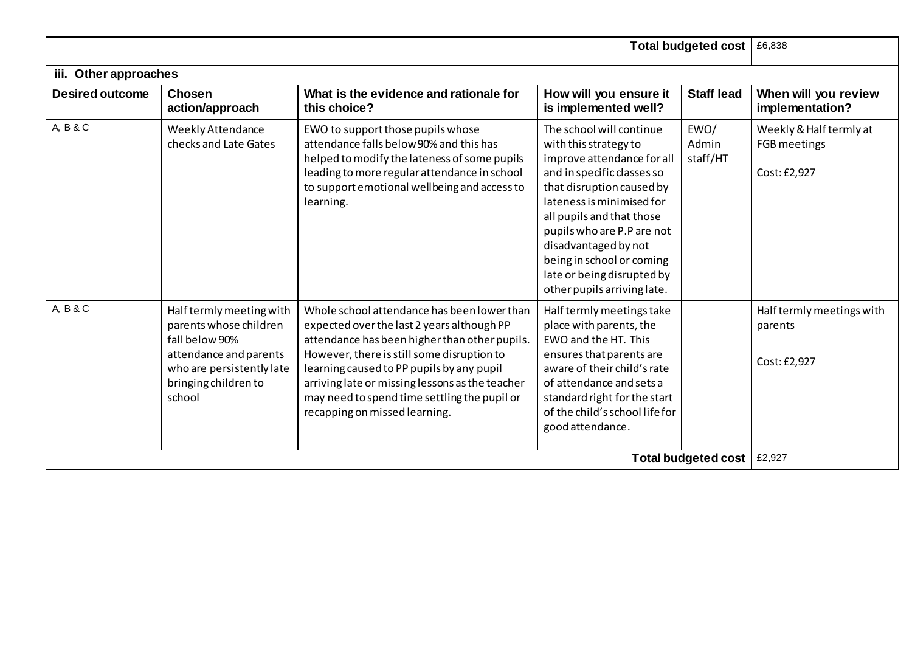| | | | | Total budgeted cost | £6,838 |
|---|---|---|---|---|---|

### iii. Other approaches

| Desired outcome | Chosen action/approach | What is the evidence and rationale for this choice? | How will you ensure it is implemented well? | Staff lead | When will you review implementation? |
|---|---|---|---|---|---|
| A, B & C | Weekly Attendance checks and Late Gates | EWO to support those pupils whose attendance falls below 90% and this has helped to modify the lateness of some pupils leading to more regular attendance in school to support emotional wellbeing and access to learning. | The school will continue with this strategy to improve attendance for all and in specific classes so that disruption caused by lateness is minimised for all pupils and that those pupils who are P.P are not disadvantaged by not being in school or coming late or being disrupted by other pupils arriving late. | EWO/ Admin staff/HT | Weekly & Half termly at FGB meetings<br><br>Cost: £2,927 |
| A, B & C | Half termly meeting with parents whose children fall below 90% attendance and parents who are persistently late bringing children to school | Whole school attendance has been lower than expected over the last 2 years although PP attendance has been higher than other pupils. However, there is still some disruption to learning caused to PP pupils by any pupil arriving late or missing lessons as the teacher may need to spend time settling the pupil or recapping on missed learning. | Half termly meetings take place with parents, the EWO and the HT. This ensures that parents are aware of their child's rate of attendance and sets a standard right for the start of the child's school life for good attendance. | | Half termly meetings with parents<br><br>Cost: £2,927 |
| | | | | **Total budgeted cost** | £2,927 |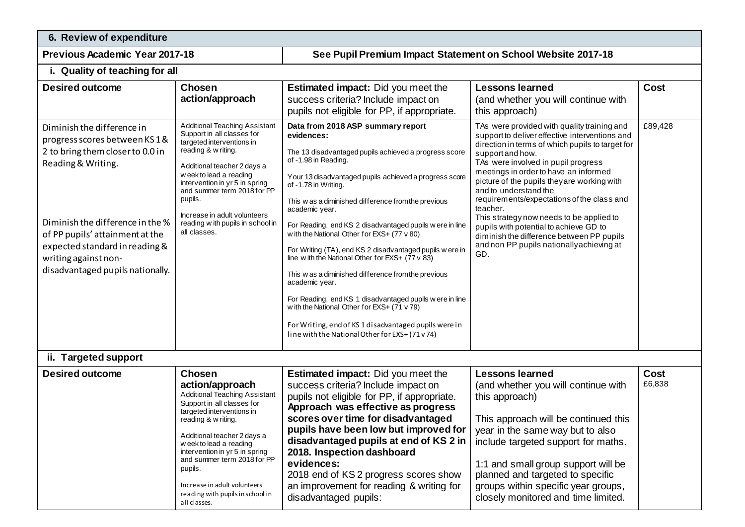| **6. Review of expenditure** | | | | |
|---|---|---|---|---|
| **Previous Academic Year 2017-18** | **See Pupil Premium Impact Statement on School Website 2017-18** | | | |
| **i. Quality of teaching for all** | | | | |
| **Desired outcome** | **Chosen action/approach** | **Estimated impact:** Did you meet the success criteria? Include impact on pupils not eligible for PP, if appropriate. | **Lessons learned** (and whether you will continue with this approach) | **Cost** |
| Diminish the difference in progress scores between KS 1 & 2 to bring them closer to 0.0 in Reading & Writing.<br><br>Diminish the difference in the % of PP pupils' attainment at the expected standard in reading & writing against non-disadvantaged pupils nationally. | Additional Teaching Assistant Support in all classes for targeted interventions in reading & writing.<br><br>Additional teacher 2 days a week to lead a reading intervention in yr 5 in spring and summer term 2018 for PP pupils.<br><br>Increase in adult volunteers reading with pupils in school in all classes. | **Data from 2018 ASP summary report evidences:**<br><br>The 13 disadvantaged pupils achieved a progress score of -1.98 in Reading.<br><br>Your 13 disadvantaged pupils achieved a progress score of -1.78 in Writing.<br><br>This was a diminished difference from the previous academic year.<br><br>For Reading, end KS 2 disadvantaged pupils were in line with the National Other for EXS+ (77 v 80)<br><br>For Writing (TA), end KS 2 disadvantaged pupils were in line with the National Other for EXS+ (77 v 83)<br><br>This was a diminished difference from the previous academic year.<br><br>For Reading, end KS 1 disadvantaged pupils were in line with the National Other for EXS+ (71 v 79)<br><br>For Writing, end of KS 1 disadvantaged pupils were in line with the National Other for EXS+ (71 v 74) | TAs were provided with quality training and support to deliver effective interventions and direction in terms of which pupils to target for support and how.<br>TAs were involved in pupil progress meetings in order to have an informed picture of the pupils they are working with and to understand the requirements/expectations of the class and teacher.<br>This strategy now needs to be applied to pupils with potential to achieve GD to diminish the difference between PP pupils and non PP pupils nationally achieving at GD. | £89,428 |
| **ii. Targeted support** | | | | |
| **Desired outcome** | **Chosen action/approach** | **Estimated impact:** Did you meet the success criteria? Include impact on pupils not eligible for PP, if appropriate. | **Lessons learned** (and whether you will continue with this approach) | **Cost** |
| | Additional Teaching Assistant Support in all classes for targeted interventions in reading & writing.<br><br>Additional teacher 2 days a week to lead a reading intervention in yr 5 in spring and summer term 2018 for PP pupils.<br><br>Increase in adult volunteers reading with pupils in school in all classes. | **Approach was effective as progress scores over time for disadvantaged pupils have been low but improved for disadvantaged pupils at end of KS 2 in 2018. Inspection dashboard evidences:**<br>2018 end of KS 2 progress scores show an improvement for reading & writing for disadvantaged pupils: | This approach will be continued this year in the same way but to also include targeted support for maths.<br><br>1:1 and small group support will be planned and targeted to specific groups within specific year groups, closely monitored and time limited. | £6,838 |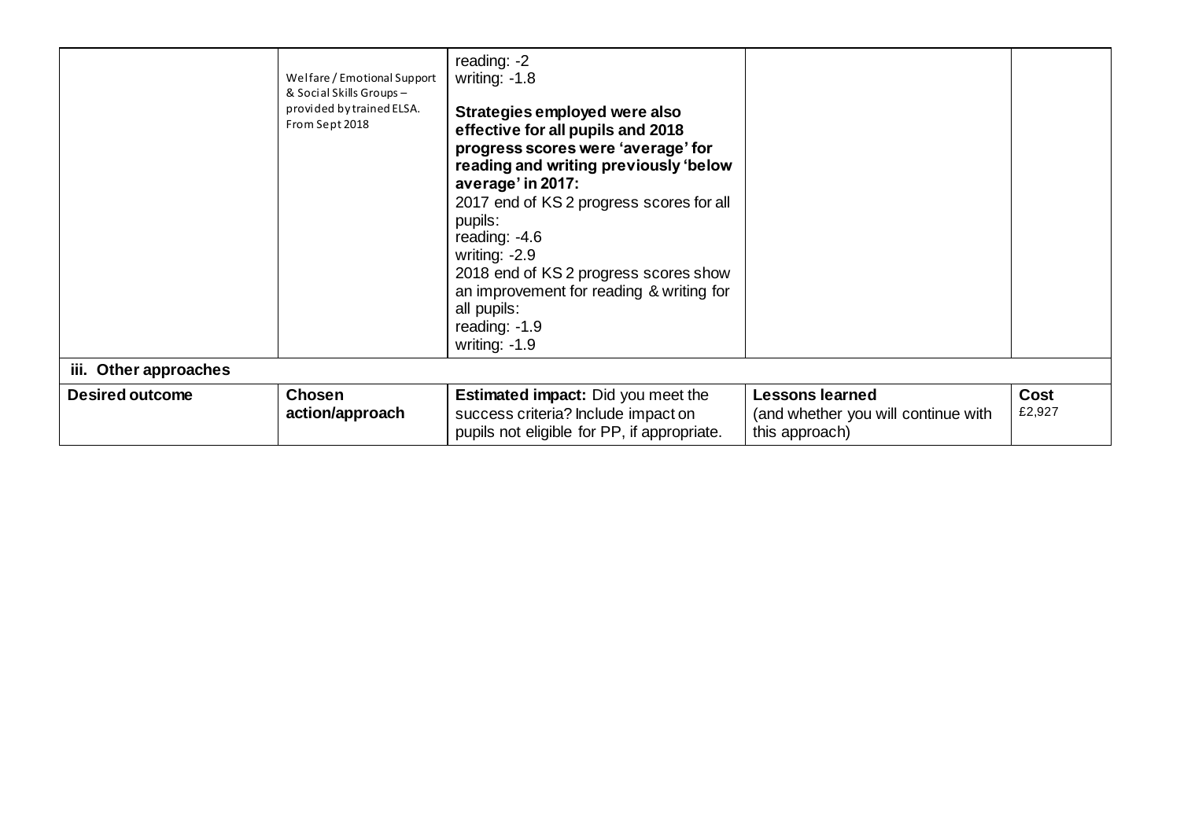| | | | | |
|---|---|---|---|---|
| | Welfare / Emotional Support & Social Skills Groups – provided by trained ELSA. From Sept 2018 | reading: -2<br>writing: -1.8<br><br>**Strategies employed were also effective for all pupils and 2018 progress scores were 'average' for reading and writing previously 'below average' in 2017:**<br>2017 end of KS 2 progress scores for all pupils:<br>reading: -4.6<br>writing: -2.9<br>2018 end of KS 2 progress scores show an improvement for reading & writing for all pupils:<br>reading: -1.9<br>writing: -1.9 | | |
| **iii. Other approaches** | | | | |
| **Desired outcome** | **Chosen action/approach** | **Estimated impact:** Did you meet the success criteria? Include impact on pupils not eligible for PP, if appropriate. | **Lessons learned** (and whether you will continue with this approach) | **Cost** £2,927 |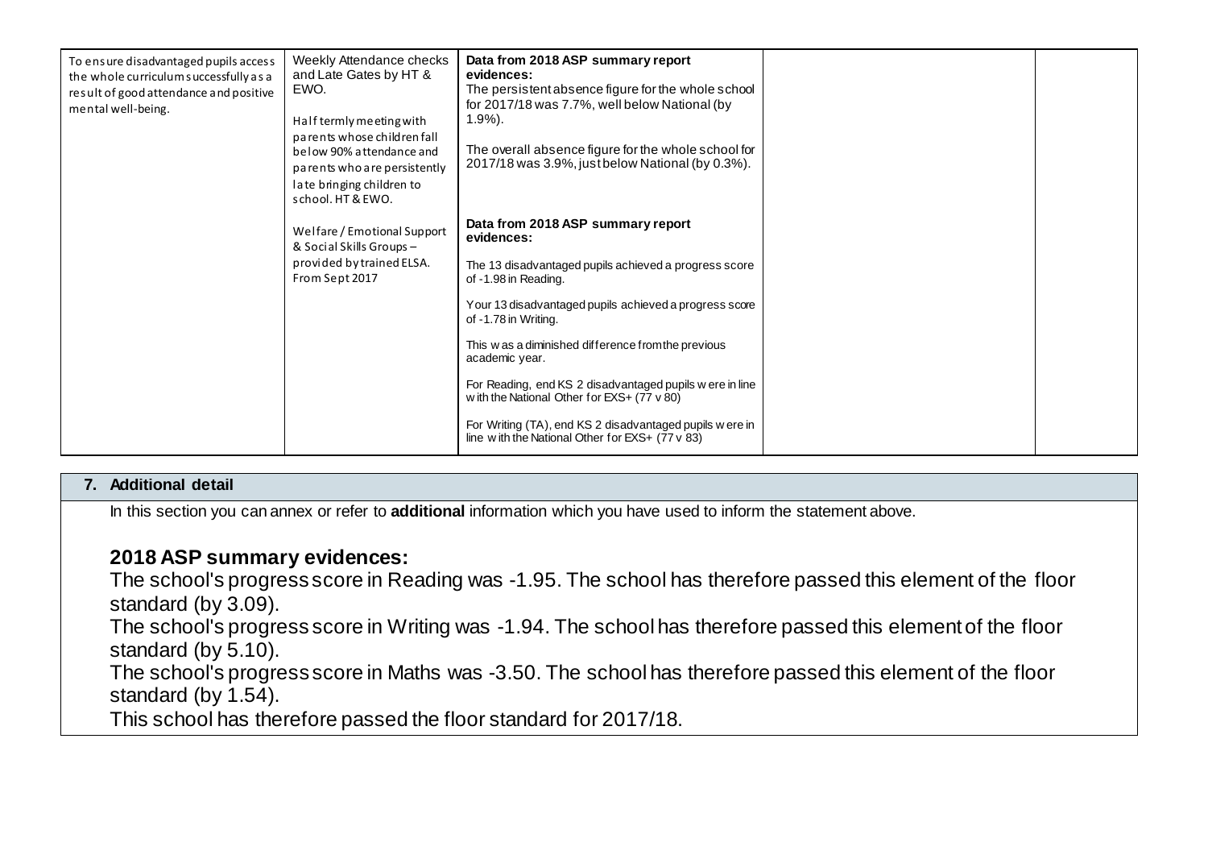| | | | | |
|---|---|---|---|---|
| To ensure disadvantaged pupils access the whole curriculum successfully as a result of good attendance and positive mental well-being. | Weekly Attendance checks and Late Gates by HT & EWO.<br><br>Half termly meeting with parents whose children fall below 90% attendance and parents who are persistently late bringing children to school. HT & EWO.<br><br>Welfare / Emotional Support & Social Skills Groups – provided by trained ELSA. From Sept 2017 | **Data from 2018 ASP summary report evidences:**<br>The persistent absence figure for the whole school for 2017/18 was 7.7%, well below National (by 1.9%).<br><br>The overall absence figure for the whole school for 2017/18 was 3.9%, just below National (by 0.3%).<br><br>**Data from 2018 ASP summary report evidences:**<br>The 13 disadvantaged pupils achieved a progress score of -1.98 in Reading.<br><br>Your 13 disadvantaged pupils achieved a progress score of -1.78 in Writing.<br><br>This was a diminished difference from the previous academic year.<br><br>For Reading, end KS 2 disadvantaged pupils were in line with the National Other for EXS+ (77 v 80)<br><br>For Writing (TA), end KS 2 disadvantaged pupils were in line with the National Other for EXS+ (77 v 83) | | |

## 7. Additional detail

In this section you can annex or refer to **additional** information which you have used to inform the statement above.

### 2018 ASP summary evidences:

The school's progress score in Reading was -1.95. The school has therefore passed this element of the floor standard (by 3.09).

The school's progress score in Writing was -1.94. The school has therefore passed this element of the floor standard (by 5.10).

The school's progress score in Maths was -3.50. The school has therefore passed this element of the floor standard (by 1.54).

This school has therefore passed the floor standard for 2017/18.